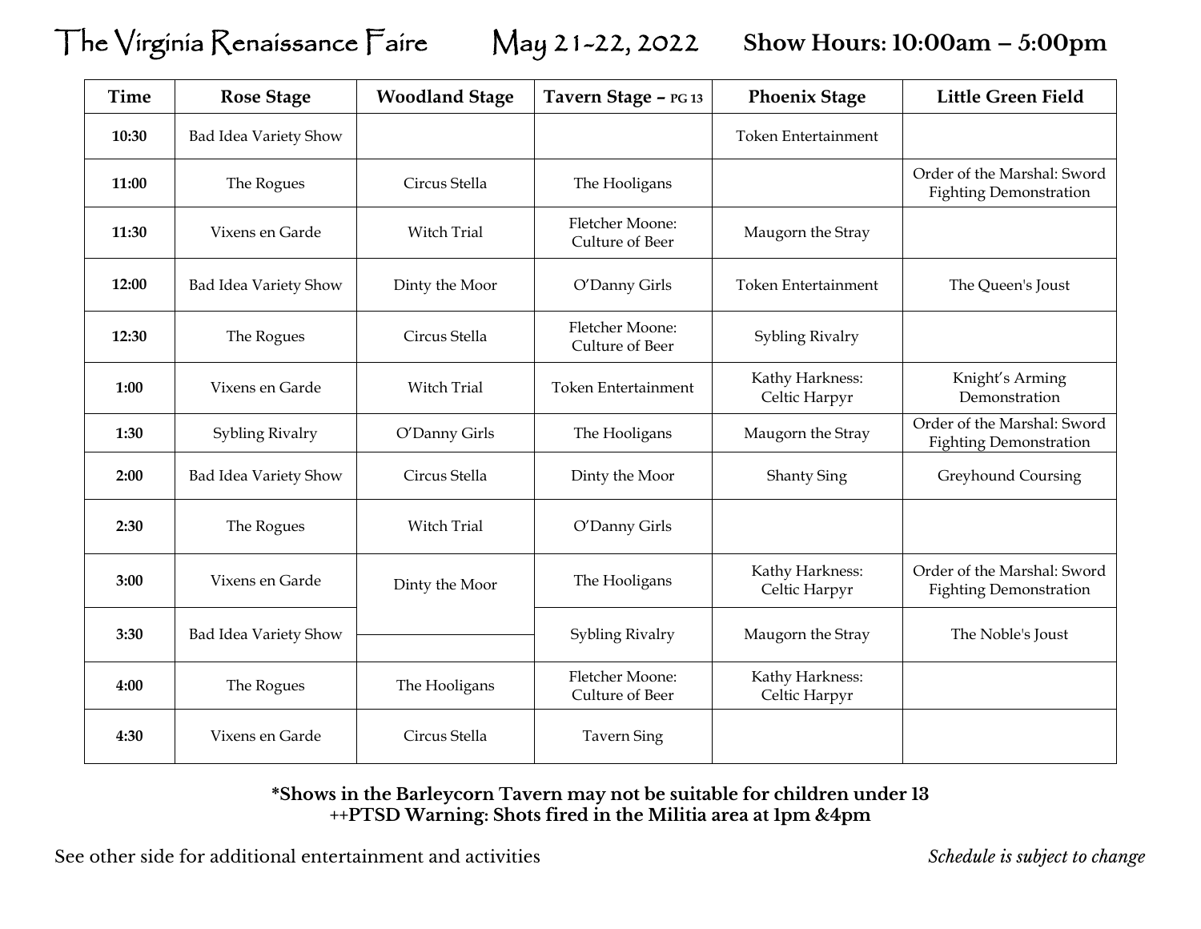# The Virginia Renaissance Faire May 21-22, 2022 Show Hours: 10:00am – 5:00pm

| Time | Rose Stage | Woodland Stage | Tavern Stage – PG 13 | Phoenix Stage | Little Green Field |
|---|---|---|---|---|---|
| 10:30 | Bad Idea Variety Show | | | Token Entertainment | |
| 11:00 | The Rogues | Circus Stella | The Hooligans | | Order of the Marshal: Sword Fighting Demonstration |
| 11:30 | Vixens en Garde | Witch Trial | Fletcher Moone: Culture of Beer | Maugorn the Stray | |
| 12:00 | Bad Idea Variety Show | Dinty the Moor | O'Danny Girls | Token Entertainment | The Queen's Joust |
| 12:30 | The Rogues | Circus Stella | Fletcher Moone: Culture of Beer | Sybling Rivalry | |
| 1:00 | Vixens en Garde | Witch Trial | Token Entertainment | Kathy Harkness: Celtic Harpyr | Knight's Arming Demonstration |
| 1:30 | Sybling Rivalry | O'Danny Girls | The Hooligans | Maugorn the Stray | Order of the Marshal: Sword Fighting Demonstration |
| 2:00 | Bad Idea Variety Show | Circus Stella | Dinty the Moor | Shanty Sing | Greyhound Coursing |
| 2:30 | The Rogues | Witch Trial | O'Danny Girls | | |
| 3:00 | Vixens en Garde | Dinty the Moor | The Hooligans | Kathy Harkness: Celtic Harpyr | Order of the Marshal: Sword Fighting Demonstration |
| 3:30 | Bad Idea Variety Show | | Sybling Rivalry | Maugorn the Stray | The Noble's Joust |
| 4:00 | The Rogues | The Hooligans | Fletcher Moone: Culture of Beer | Kathy Harkness: Celtic Harpyr | |
| 4:30 | Vixens en Garde | Circus Stella | Tavern Sing | | |

**\*Shows in the Barleycorn Tavern may not be suitable for children under 13**
**++PTSD Warning: Shots fired in the Militia area at 1pm &4pm**

See other side for additional entertainment and activities

*Schedule is subject to change*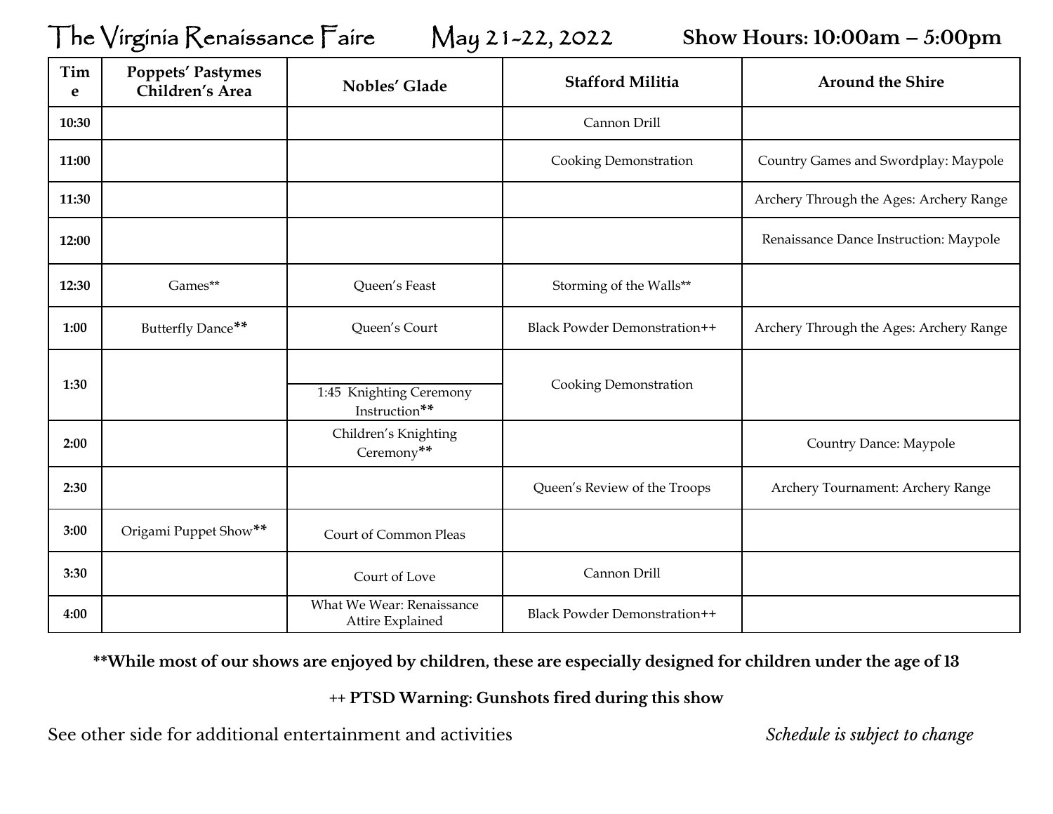# The Virginia Renaissance Faire    May 21-22, 2022    Show Hours: 10:00am – 5:00pm

| Time | Poppets' Pastymes Children's Area | Nobles' Glade | Stafford Militia | Around the Shire |
|---|---|---|---|---|
| 10:30 | | | Cannon Drill | |
| 11:00 | | | Cooking Demonstration | Country Games and Swordplay: Maypole |
| 11:30 | | | | Archery Through the Ages: Archery Range |
| 12:00 | | | | Renaissance Dance Instruction: Maypole |
| 12:30 | Games** | Queen's Feast | Storming of the Walls** | |
| 1:00 | Butterfly Dance** | Queen's Court | Black Powder Demonstration++ | Archery Through the Ages: Archery Range |
| 1:30 | | 1:45 Knighting Ceremony Instruction** | Cooking Demonstration | |
| 2:00 | | Children's Knighting Ceremony** | | Country Dance: Maypole |
| 2:30 | | | Queen's Review of the Troops | Archery Tournament: Archery Range |
| 3:00 | Origami Puppet Show** | Court of Common Pleas | | |
| 3:30 | | Court of Love | Cannon Drill | |
| 4:00 | | What We Wear: Renaissance Attire Explained | Black Powder Demonstration++ | |

****While most of our shows are enjoyed by children, these are especially designed for children under the age of 13**

**++ PTSD Warning: Gunshots fired during this show**

See other side for additional entertainment and activities

*Schedule is subject to change*